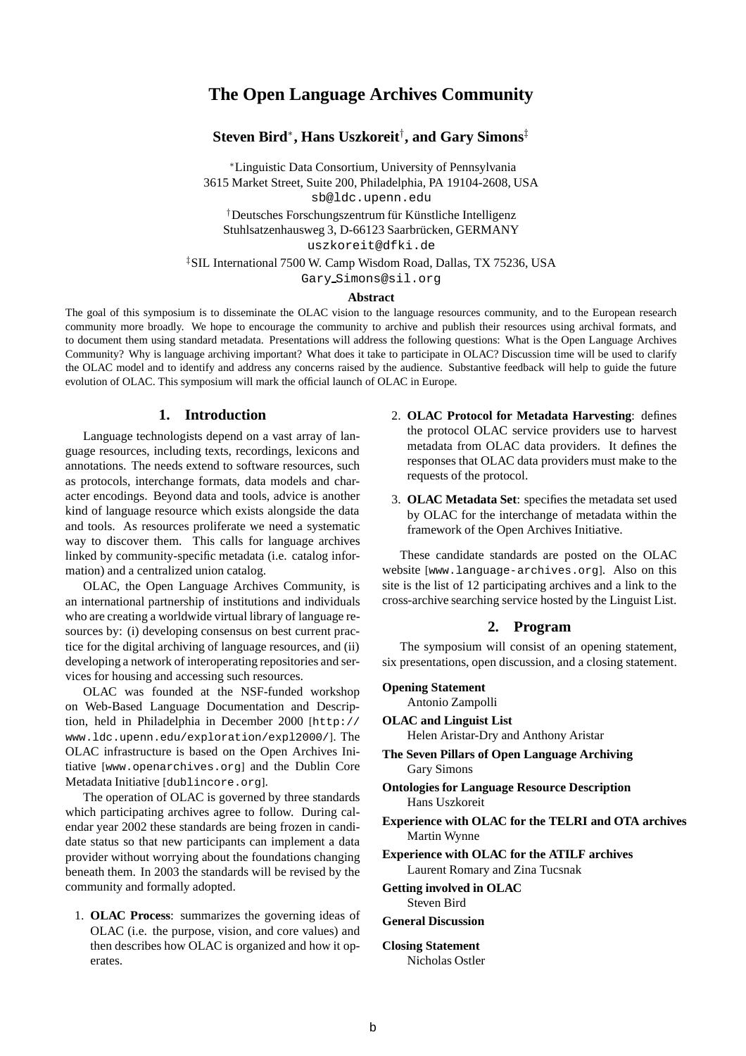# The Open Language Archives Community

**Steven Bird**[*], **Hans Uszkoreit**[†], **and Gary Simons**[‡]

[*]Linguistic Data Consortium, University of Pennsylvania
3615 Market Street, Suite 200, Philadelphia, PA 19104-2608, USA
sb@ldc.upenn.edu

[†]Deutsches Forschungszentrum für Künstliche Intelligenz
Stuhlsatzenhausweg 3, D-66123 Saarbrücken, GERMANY
uszkoreit@dfki.de

[‡]SIL International 7500 W. Camp Wisdom Road, Dallas, TX 75236, USA
Gary_Simons@sil.org

**Abstract**

The goal of this symposium is to disseminate the OLAC vision to the language resources community, and to the European research community more broadly. We hope to encourage the community to archive and publish their resources using archival formats, and to document them using standard metadata. Presentations will address the following questions: What is the Open Language Archives Community? Why is language archiving important? What does it take to participate in OLAC? Discussion time will be used to clarify the OLAC model and to identify and address any concerns raised by the audience. Substantive feedback will help to guide the future evolution of OLAC. This symposium will mark the official launch of OLAC in Europe.

## 1. Introduction

Language technologists depend on a vast array of language resources, including texts, recordings, lexicons and annotations. The needs extend to software resources, such as protocols, interchange formats, data models and character encodings. Beyond data and tools, advice is another kind of language resource which exists alongside the data and tools. As resources proliferate we need a systematic way to discover them. This calls for language archives linked by community-specific metadata (i.e. catalog information) and a centralized union catalog.

OLAC, the Open Language Archives Community, is an international partnership of institutions and individuals who are creating a worldwide virtual library of language resources by: (i) developing consensus on best current practice for the digital archiving of language resources, and (ii) developing a network of interoperating repositories and services for housing and accessing such resources.

OLAC was founded at the NSF-funded workshop on Web-Based Language Documentation and Description, held in Philadelphia in December 2000 [http://www.ldc.upenn.edu/exploration/expl2000/]. The OLAC infrastructure is based on the Open Archives Initiative [www.openarchives.org] and the Dublin Core Metadata Initiative [dublincore.org].

The operation of OLAC is governed by three standards which participating archives agree to follow. During calendar year 2002 these standards are being frozen in candidate status so that new participants can implement a data provider without worrying about the foundations changing beneath them. In 2003 the standards will be revised by the community and formally adopted.

1. **OLAC Process**: summarizes the governing ideas of OLAC (i.e. the purpose, vision, and core values) and then describes how OLAC is organized and how it operates.
2. **OLAC Protocol for Metadata Harvesting**: defines the protocol OLAC service providers use to harvest metadata from OLAC data providers. It defines the responses that OLAC data providers must make to the requests of the protocol.
3. **OLAC Metadata Set**: specifies the metadata set used by OLAC for the interchange of metadata within the framework of the Open Archives Initiative.

These candidate standards are posted on the OLAC website [www.language-archives.org]. Also on this site is the list of 12 participating archives and a link to the cross-archive searching service hosted by the Linguist List.

## 2. Program

The symposium will consist of an opening statement, six presentations, open discussion, and a closing statement.

**Opening Statement**
Antonio Zampolli

**OLAC and Linguist List**
Helen Aristar-Dry and Anthony Aristar

**The Seven Pillars of Open Language Archiving**
Gary Simons

**Ontologies for Language Resource Description**
Hans Uszkoreit

**Experience with OLAC for the TELRI and OTA archives**
Martin Wynne

**Experience with OLAC for the ATILF archives**
Laurent Romary and Zina Tucsnak

**Getting involved in OLAC**
Steven Bird

**General Discussion**

**Closing Statement**
Nicholas Ostler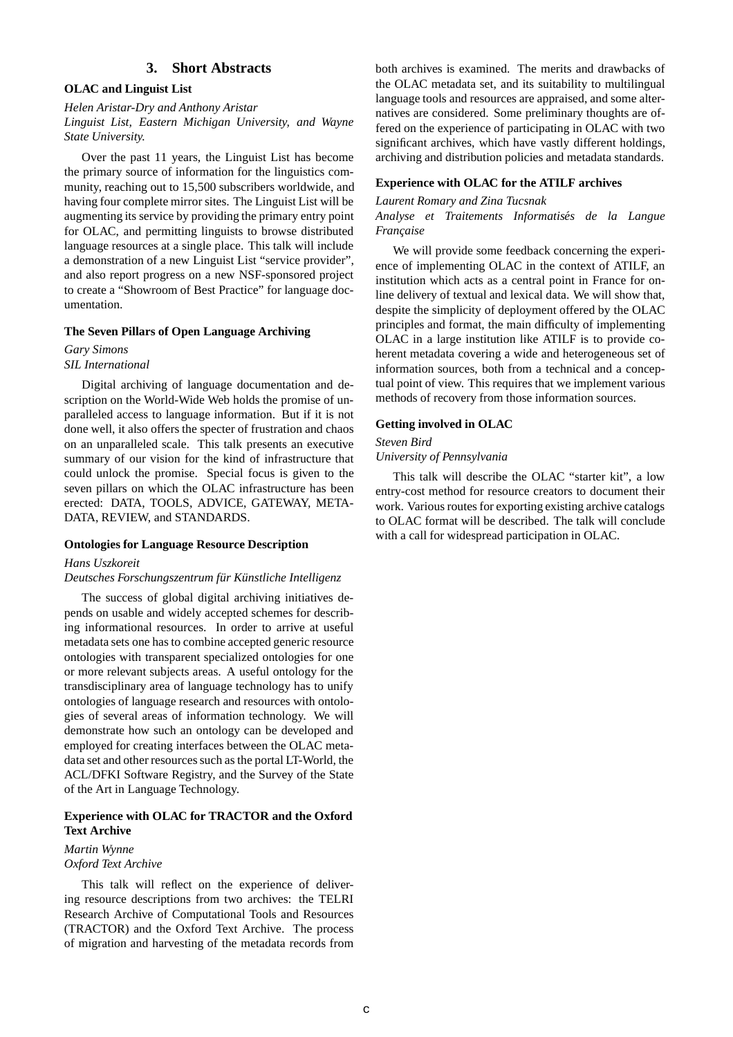## 3. Short Abstracts

### OLAC and Linguist List

*Helen Aristar-Dry and Anthony Aristar*
*Linguist List, Eastern Michigan University, and Wayne State University.*

Over the past 11 years, the Linguist List has become the primary source of information for the linguistics community, reaching out to 15,500 subscribers worldwide, and having four complete mirror sites. The Linguist List will be augmenting its service by providing the primary entry point for OLAC, and permitting linguists to browse distributed language resources at a single place. This talk will include a demonstration of a new Linguist List "service provider", and also report progress on a new NSF-sponsored project to create a "Showroom of Best Practice" for language documentation.

### The Seven Pillars of Open Language Archiving

*Gary Simons*
*SIL International*

Digital archiving of language documentation and description on the World-Wide Web holds the promise of unparalleled access to language information. But if it is not done well, it also offers the specter of frustration and chaos on an unparalleled scale. This talk presents an executive summary of our vision for the kind of infrastructure that could unlock the promise. Special focus is given to the seven pillars on which the OLAC infrastructure has been erected: DATA, TOOLS, ADVICE, GATEWAY, METADATA, REVIEW, and STANDARDS.

### Ontologies for Language Resource Description

*Hans Uszkoreit*
*Deutsches Forschungszentrum für Künstliche Intelligenz*

The success of global digital archiving initiatives depends on usable and widely accepted schemes for describing informational resources. In order to arrive at useful metadata sets one has to combine accepted generic resource ontologies with transparent specialized ontologies for one or more relevant subjects areas. A useful ontology for the transdisciplinary area of language technology has to unify ontologies of language research and resources with ontologies of several areas of information technology. We will demonstrate how such an ontology can be developed and employed for creating interfaces between the OLAC metadata set and other resources such as the portal LT-World, the ACL/DFKI Software Registry, and the Survey of the State of the Art in Language Technology.

### Experience with OLAC for TRACTOR and the Oxford Text Archive

*Martin Wynne*
*Oxford Text Archive*

This talk will reflect on the experience of delivering resource descriptions from two archives: the TELRI Research Archive of Computational Tools and Resources (TRACTOR) and the Oxford Text Archive. The process of migration and harvesting of the metadata records from both archives is examined. The merits and drawbacks of the OLAC metadata set, and its suitability to multilingual language tools and resources are appraised, and some alternatives are considered. Some preliminary thoughts are offered on the experience of participating in OLAC with two significant archives, which have vastly different holdings, archiving and distribution policies and metadata standards.

### Experience with OLAC for the ATILF archives

*Laurent Romary and Zina Tucsnak*
*Analyse et Traitements Informatisés de la Langue Française*

We will provide some feedback concerning the experience of implementing OLAC in the context of ATILF, an institution which acts as a central point in France for online delivery of textual and lexical data. We will show that, despite the simplicity of deployment offered by the OLAC principles and format, the main difficulty of implementing OLAC in a large institution like ATILF is to provide coherent metadata covering a wide and heterogeneous set of information sources, both from a technical and a conceptual point of view. This requires that we implement various methods of recovery from those information sources.

### Getting involved in OLAC

*Steven Bird*
*University of Pennsylvania*

This talk will describe the OLAC "starter kit", a low entry-cost method for resource creators to document their work. Various routes for exporting existing archive catalogs to OLAC format will be described. The talk will conclude with a call for widespread participation in OLAC.